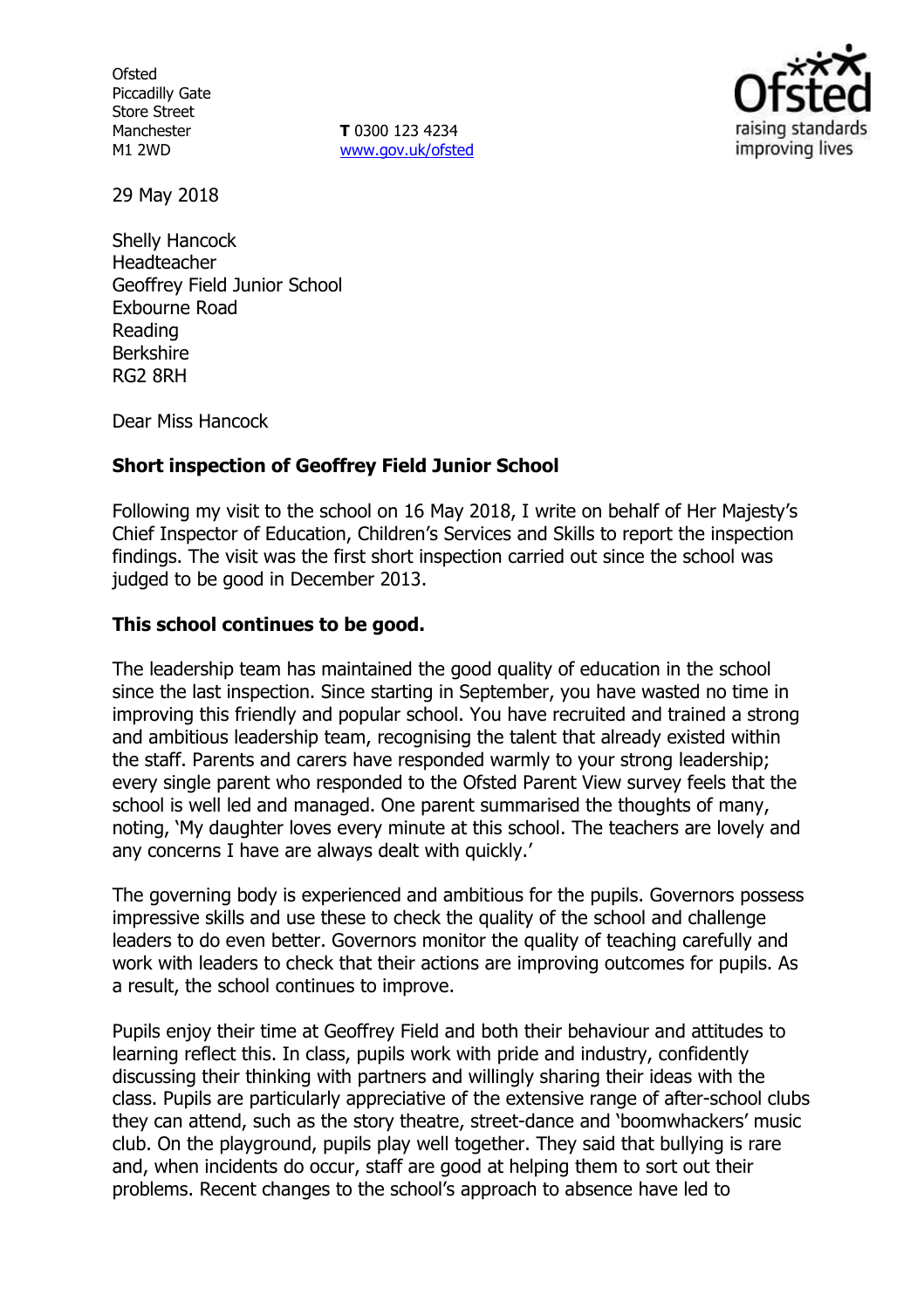Ofsted
Piccadilly Gate
Store Street
Manchester
M1 2WD

**T** 0300 123 4234
www.gov.uk/ofsted

29 May 2018

Shelly Hancock
Headteacher
Geoffrey Field Junior School
Exbourne Road
Reading
Berkshire
RG2 8RH

Dear Miss Hancock

**Short inspection of Geoffrey Field Junior School**

Following my visit to the school on 16 May 2018, I write on behalf of Her Majesty's Chief Inspector of Education, Children's Services and Skills to report the inspection findings. The visit was the first short inspection carried out since the school was judged to be good in December 2013.

**This school continues to be good.**

The leadership team has maintained the good quality of education in the school since the last inspection. Since starting in September, you have wasted no time in improving this friendly and popular school. You have recruited and trained a strong and ambitious leadership team, recognising the talent that already existed within the staff. Parents and carers have responded warmly to your strong leadership; every single parent who responded to the Ofsted Parent View survey feels that the school is well led and managed. One parent summarised the thoughts of many, noting, 'My daughter loves every minute at this school. The teachers are lovely and any concerns I have are always dealt with quickly.'

The governing body is experienced and ambitious for the pupils. Governors possess impressive skills and use these to check the quality of the school and challenge leaders to do even better. Governors monitor the quality of teaching carefully and work with leaders to check that their actions are improving outcomes for pupils. As a result, the school continues to improve.

Pupils enjoy their time at Geoffrey Field and both their behaviour and attitudes to learning reflect this. In class, pupils work with pride and industry, confidently discussing their thinking with partners and willingly sharing their ideas with the class. Pupils are particularly appreciative of the extensive range of after-school clubs they can attend, such as the story theatre, street-dance and 'boomwhackers' music club. On the playground, pupils play well together. They said that bullying is rare and, when incidents do occur, staff are good at helping them to sort out their problems. Recent changes to the school's approach to absence have led to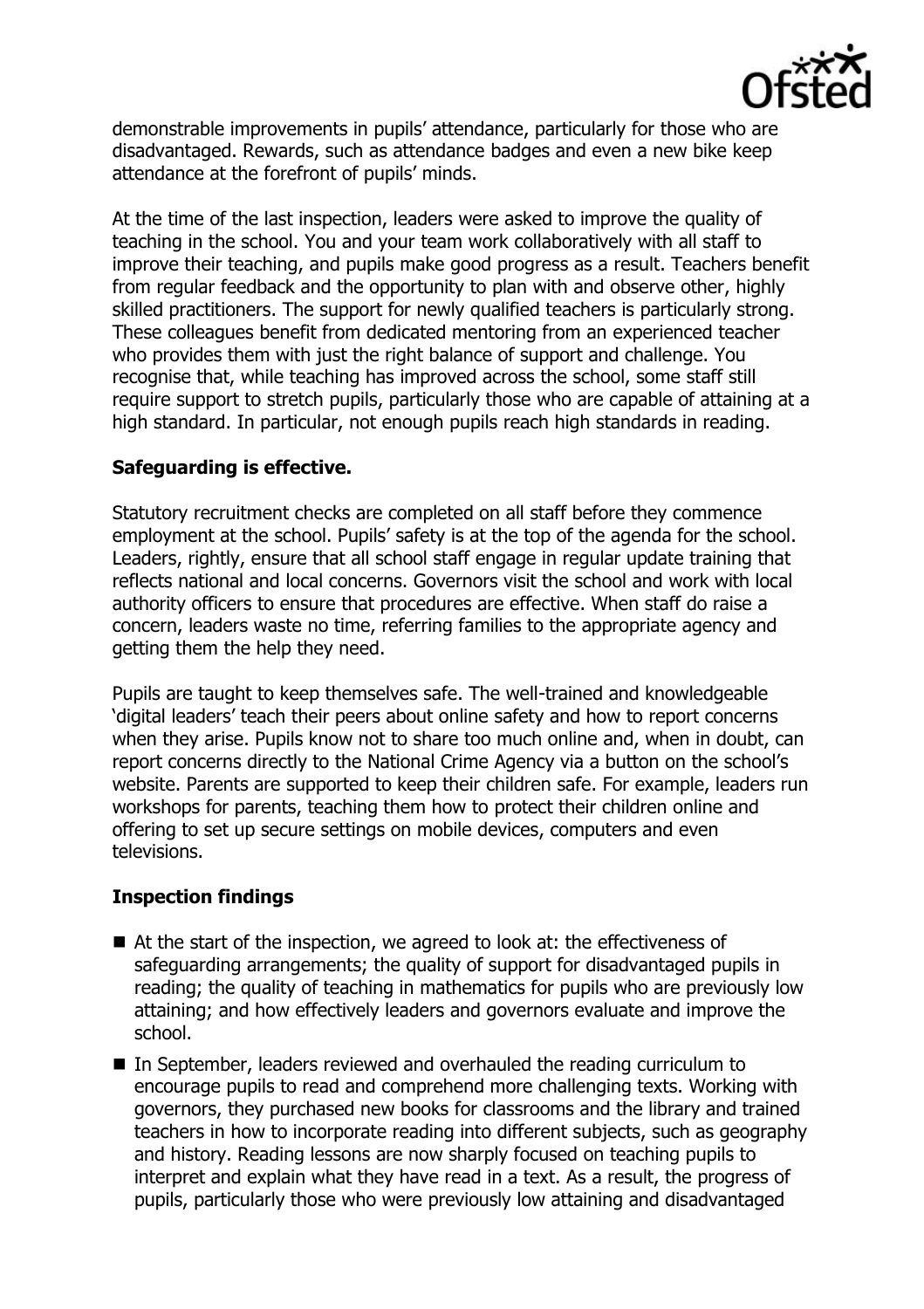demonstrable improvements in pupils' attendance, particularly for those who are disadvantaged. Rewards, such as attendance badges and even a new bike keep attendance at the forefront of pupils' minds.

At the time of the last inspection, leaders were asked to improve the quality of teaching in the school. You and your team work collaboratively with all staff to improve their teaching, and pupils make good progress as a result. Teachers benefit from regular feedback and the opportunity to plan with and observe other, highly skilled practitioners. The support for newly qualified teachers is particularly strong. These colleagues benefit from dedicated mentoring from an experienced teacher who provides them with just the right balance of support and challenge. You recognise that, while teaching has improved across the school, some staff still require support to stretch pupils, particularly those who are capable of attaining at a high standard. In particular, not enough pupils reach high standards in reading.

## Safeguarding is effective.

Statutory recruitment checks are completed on all staff before they commence employment at the school. Pupils' safety is at the top of the agenda for the school. Leaders, rightly, ensure that all school staff engage in regular update training that reflects national and local concerns. Governors visit the school and work with local authority officers to ensure that procedures are effective. When staff do raise a concern, leaders waste no time, referring families to the appropriate agency and getting them the help they need.

Pupils are taught to keep themselves safe. The well-trained and knowledgeable 'digital leaders' teach their peers about online safety and how to report concerns when they arise. Pupils know not to share too much online and, when in doubt, can report concerns directly to the National Crime Agency via a button on the school's website. Parents are supported to keep their children safe. For example, leaders run workshops for parents, teaching them how to protect their children online and offering to set up secure settings on mobile devices, computers and even televisions.

## Inspection findings

- At the start of the inspection, we agreed to look at: the effectiveness of safeguarding arrangements; the quality of support for disadvantaged pupils in reading; the quality of teaching in mathematics for pupils who are previously low attaining; and how effectively leaders and governors evaluate and improve the school.
- In September, leaders reviewed and overhauled the reading curriculum to encourage pupils to read and comprehend more challenging texts. Working with governors, they purchased new books for classrooms and the library and trained teachers in how to incorporate reading into different subjects, such as geography and history. Reading lessons are now sharply focused on teaching pupils to interpret and explain what they have read in a text. As a result, the progress of pupils, particularly those who were previously low attaining and disadvantaged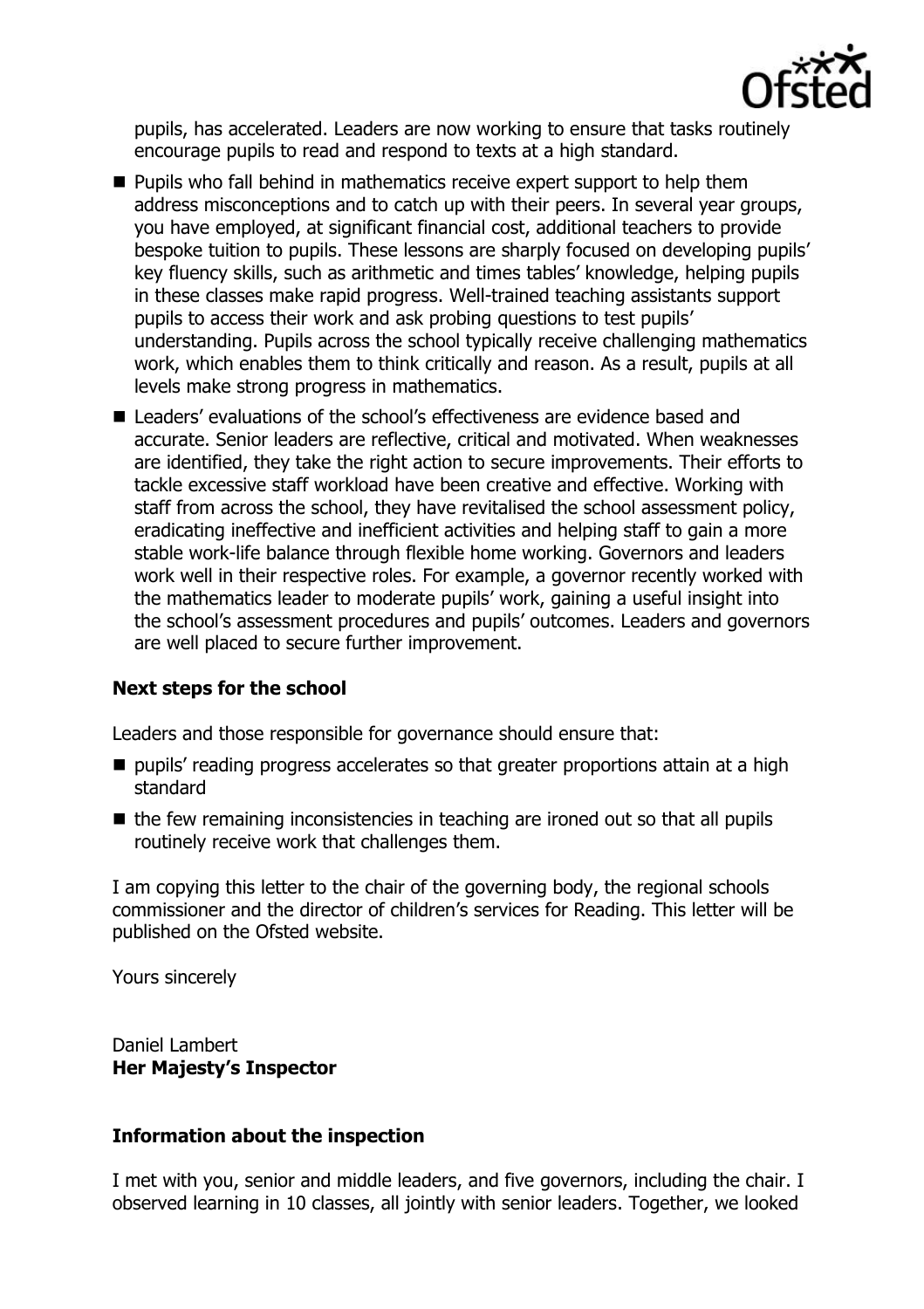pupils, has accelerated. Leaders are now working to ensure that tasks routinely encourage pupils to read and respond to texts at a high standard.

- Pupils who fall behind in mathematics receive expert support to help them address misconceptions and to catch up with their peers. In several year groups, you have employed, at significant financial cost, additional teachers to provide bespoke tuition to pupils. These lessons are sharply focused on developing pupils' key fluency skills, such as arithmetic and times tables' knowledge, helping pupils in these classes make rapid progress. Well-trained teaching assistants support pupils to access their work and ask probing questions to test pupils' understanding. Pupils across the school typically receive challenging mathematics work, which enables them to think critically and reason. As a result, pupils at all levels make strong progress in mathematics.
- Leaders' evaluations of the school's effectiveness are evidence based and accurate. Senior leaders are reflective, critical and motivated. When weaknesses are identified, they take the right action to secure improvements. Their efforts to tackle excessive staff workload have been creative and effective. Working with staff from across the school, they have revitalised the school assessment policy, eradicating ineffective and inefficient activities and helping staff to gain a more stable work-life balance through flexible home working. Governors and leaders work well in their respective roles. For example, a governor recently worked with the mathematics leader to moderate pupils' work, gaining a useful insight into the school's assessment procedures and pupils' outcomes. Leaders and governors are well placed to secure further improvement.

### Next steps for the school

Leaders and those responsible for governance should ensure that:

- pupils' reading progress accelerates so that greater proportions attain at a high standard
- the few remaining inconsistencies in teaching are ironed out so that all pupils routinely receive work that challenges them.

I am copying this letter to the chair of the governing body, the regional schools commissioner and the director of children's services for Reading. This letter will be published on the Ofsted website.

Yours sincerely

Daniel Lambert
**Her Majesty's Inspector**

### Information about the inspection

I met with you, senior and middle leaders, and five governors, including the chair. I observed learning in 10 classes, all jointly with senior leaders. Together, we looked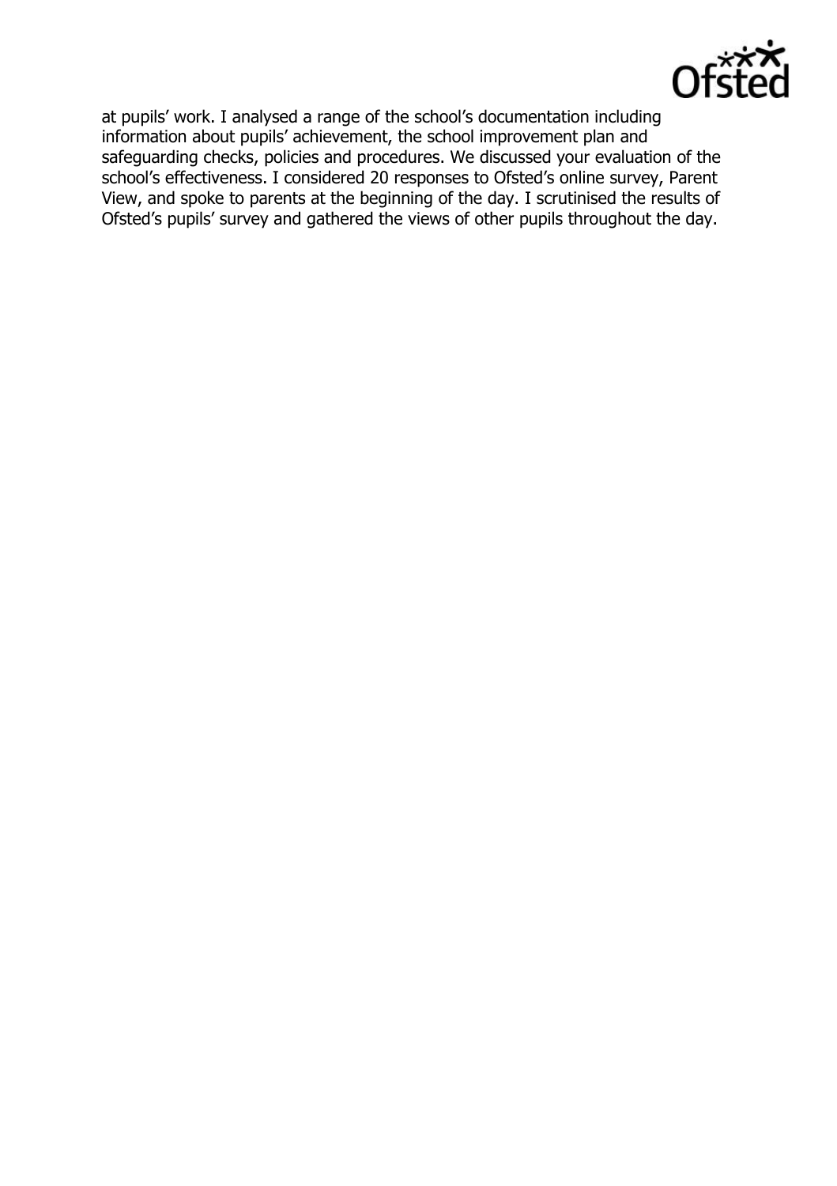at pupils' work. I analysed a range of the school's documentation including information about pupils' achievement, the school improvement plan and safeguarding checks, policies and procedures. We discussed your evaluation of the school's effectiveness. I considered 20 responses to Ofsted's online survey, Parent View, and spoke to parents at the beginning of the day. I scrutinised the results of Ofsted's pupils' survey and gathered the views of other pupils throughout the day.